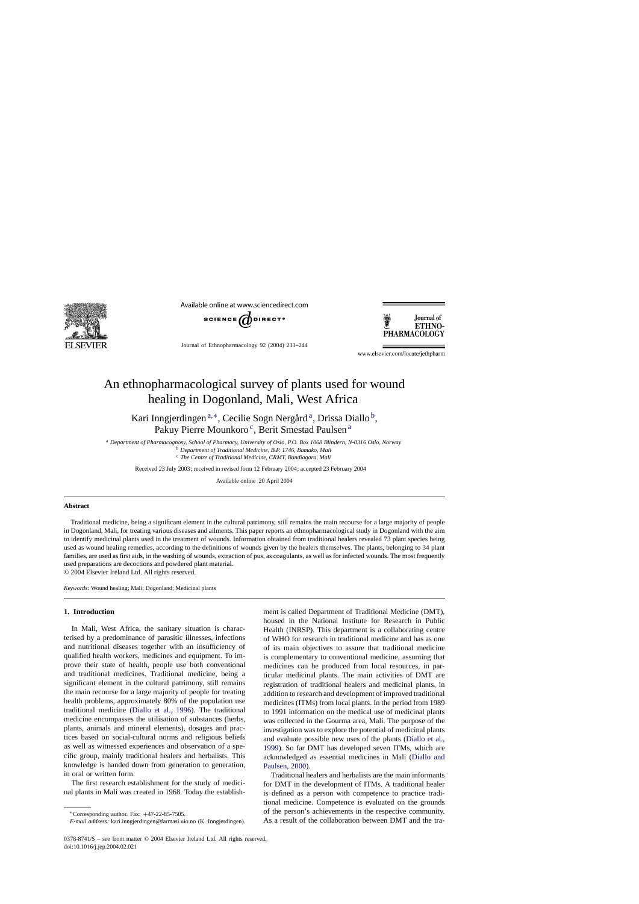# An ethnopharmacological survey of plants used for wound healing in Dogonland, Mali, West Africa

Kari Inngjerdingen[a,*], Cecilie Sogn Nergård[a], Drissa Diallo[b], Pakuy Pierre Mounkoro[c], Berit Smestad Paulsen[a]

[a] *Department of Pharmacognosy, School of Pharmacy, University of Oslo, P.O. Box 1068 Blindern, N-0316 Oslo, Norway*
[b] *Department of Traditional Medicine, B.P. 1746, Bamako, Mali*
[c] *The Centre of Traditional Medicine, CRMT, Bandiagara, Mali*

Received 23 July 2003; received in revised form 12 February 2004; accepted 23 February 2004

Available online 20 April 2004

## Abstract

Traditional medicine, being a significant element in the cultural patrimony, still remains the main recourse for a large majority of people in Dogonland, Mali, for treating various diseases and ailments. This paper reports an ethnopharmacological study in Dogonland with the aim to identify medicinal plants used in the treatment of wounds. Information obtained from traditional healers revealed 73 plant species being used as wound healing remedies, according to the definitions of wounds given by the healers themselves. The plants, belonging to 34 plant families, are used as first aids, in the washing of wounds, extraction of pus, as coagulants, as well as for infected wounds. The most frequently used preparations are decoctions and powdered plant material.

© 2004 Elsevier Ireland Ltd. All rights reserved.

*Keywords:* Wound healing; Mali; Dogonland; Medicinal plants

## 1. Introduction

In Mali, West Africa, the sanitary situation is characterised by a predominance of parasitic illnesses, infections and nutritional diseases together with an insufficiency of qualified health workers, medicines and equipment. To improve their state of health, people use both conventional and traditional medicines. Traditional medicine, being a significant element in the cultural patrimony, still remains the main recourse for a large majority of people for treating health problems, approximately 80% of the population use traditional medicine (Diallo et al., 1996). The traditional medicine encompasses the utilisation of substances (herbs, plants, animals and mineral elements), dosages and practices based on social-cultural norms and religious beliefs as well as witnessed experiences and observation of a specific group, mainly traditional healers and herbalists. This knowledge is handed down from generation to generation, in oral or written form.

The first research establishment for the study of medicinal plants in Mali was created in 1968. Today the establishment is called Department of Traditional Medicine (DMT), housed in the National Institute for Research in Public Health (INRSP). This department is a collaborating centre of WHO for research in traditional medicine and has as one of its main objectives to assure that traditional medicine is complementary to conventional medicine, assuming that medicines can be produced from local resources, in particular medicinal plants. The main activities of DMT are registration of traditional healers and medicinal plants, in addition to research and development of improved traditional medicines (ITMs) from local plants. In the period from 1989 to 1991 information on the medical use of medicinal plants was collected in the Gourma area, Mali. The purpose of the investigation was to explore the potential of medicinal plants and evaluate possible new uses of the plants (Diallo et al., 1999). So far DMT has developed seven ITMs, which are acknowledged as essential medicines in Mali (Diallo and Paulsen, 2000).

Traditional healers and herbalists are the main informants for DMT in the development of ITMs. A traditional healer is defined as a person with competence to practice traditional medicine. Competence is evaluated on the grounds of the person's achievements in the respective community. As a result of the collaboration between DMT and the tra-

* Corresponding author. Fax: +47-22-85-7505.
*E-mail address:* kari.inngjerdingen@farmasi.uio.no (K. Inngjerdingen).

0378-8741/$ – see front matter © 2004 Elsevier Ireland Ltd. All rights reserved.
doi:10.1016/j.jep.2004.02.021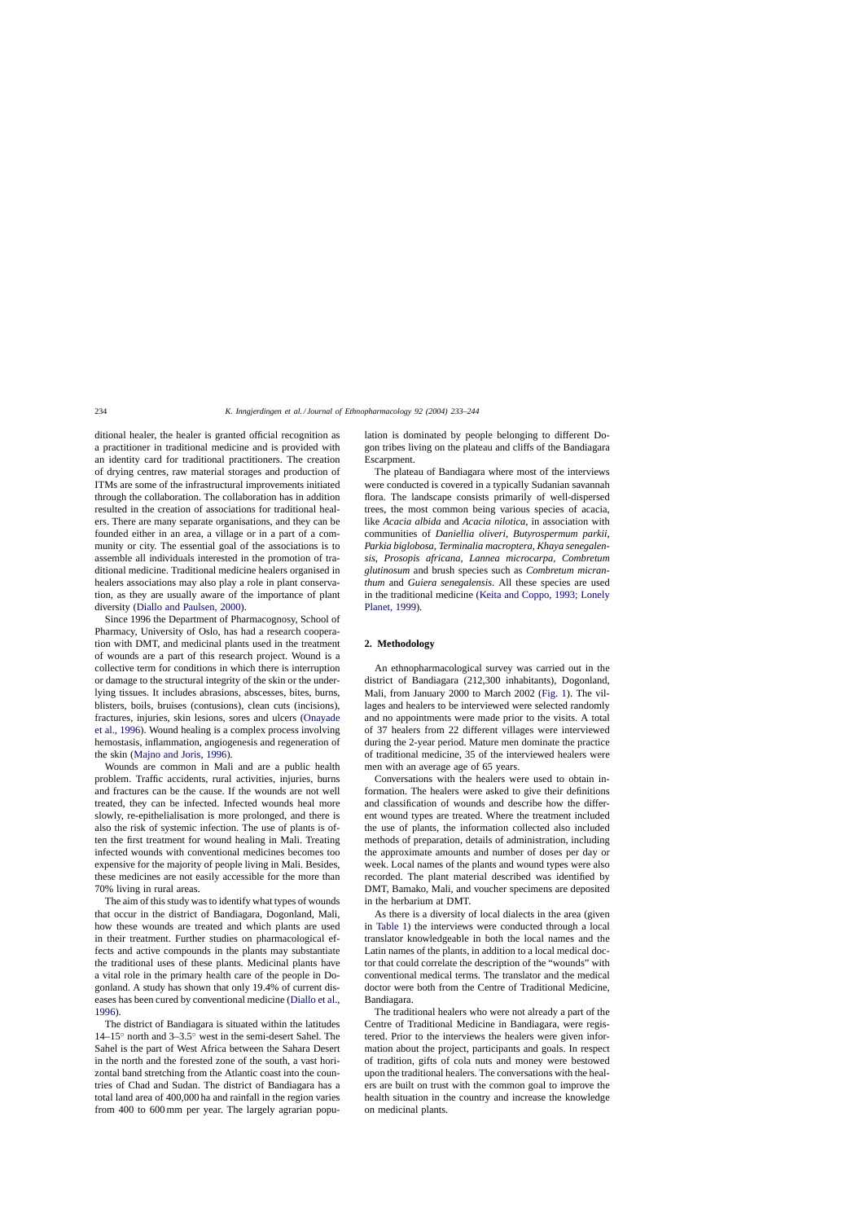ditional healer, the healer is granted official recognition as a practitioner in traditional medicine and is provided with an identity card for traditional practitioners. The creation of drying centres, raw material storages and production of ITMs are some of the infrastructural improvements initiated through the collaboration. The collaboration has in addition resulted in the creation of associations for traditional healers. There are many separate organisations, and they can be founded either in an area, a village or in a part of a community or city. The essential goal of the associations is to assemble all individuals interested in the promotion of traditional medicine. Traditional medicine healers organised in healers associations may also play a role in plant conservation, as they are usually aware of the importance of plant diversity (Diallo and Paulsen, 2000).

Since 1996 the Department of Pharmacognosy, School of Pharmacy, University of Oslo, has had a research cooperation with DMT, and medicinal plants used in the treatment of wounds are a part of this research project. Wound is a collective term for conditions in which there is interruption or damage to the structural integrity of the skin or the underlying tissues. It includes abrasions, abscesses, bites, burns, blisters, boils, bruises (contusions), clean cuts (incisions), fractures, injuries, skin lesions, sores and ulcers (Onayade et al., 1996). Wound healing is a complex process involving hemostasis, inflammation, angiogenesis and regeneration of the skin (Majno and Joris, 1996).

Wounds are common in Mali and are a public health problem. Traffic accidents, rural activities, injuries, burns and fractures can be the cause. If the wounds are not well treated, they can be infected. Infected wounds heal more slowly, re-epithelialisation is more prolonged, and there is also the risk of systemic infection. The use of plants is often the first treatment for wound healing in Mali. Treating infected wounds with conventional medicines becomes too expensive for the majority of people living in Mali. Besides, these medicines are not easily accessible for the more than 70% living in rural areas.

The aim of this study was to identify what types of wounds that occur in the district of Bandiagara, Dogonland, Mali, how these wounds are treated and which plants are used in their treatment. Further studies on pharmacological effects and active compounds in the plants may substantiate the traditional uses of these plants. Medicinal plants have a vital role in the primary health care of the people in Dogonland. A study has shown that only 19.4% of current diseases has been cured by conventional medicine (Diallo et al., 1996).

The district of Bandiagara is situated within the latitudes 14–15° north and 3–3.5° west in the semi-desert Sahel. The Sahel is the part of West Africa between the Sahara Desert in the north and the forested zone of the south, a vast horizontal band stretching from the Atlantic coast into the countries of Chad and Sudan. The district of Bandiagara has a total land area of 400,000 ha and rainfall in the region varies from 400 to 600 mm per year. The largely agrarian population is dominated by people belonging to different Dogon tribes living on the plateau and cliffs of the Bandiagara Escarpment.

The plateau of Bandiagara where most of the interviews were conducted is covered in a typically Sudanian savannah flora. The landscape consists primarily of well-dispersed trees, the most common being various species of acacia, like *Acacia albida* and *Acacia nilotica*, in association with communities of *Daniellia oliveri*, *Butyrospermum parkii*, *Parkia biglobosa*, *Terminalia macroptera*, *Khaya senegalensis*, *Prosopis africana*, *Lannea microcarpa*, *Combretum glutinosum* and brush species such as *Combretum micranthum* and *Guiera senegalensis*. All these species are used in the traditional medicine (Keita and Coppo, 1993; Lonely Planet, 1999).

## 2. Methodology

An ethnopharmacological survey was carried out in the district of Bandiagara (212,300 inhabitants), Dogonland, Mali, from January 2000 to March 2002 (Fig. 1). The villages and healers to be interviewed were selected randomly and no appointments were made prior to the visits. A total of 37 healers from 22 different villages were interviewed during the 2-year period. Mature men dominate the practice of traditional medicine, 35 of the interviewed healers were men with an average age of 65 years.

Conversations with the healers were used to obtain information. The healers were asked to give their definitions and classification of wounds and describe how the different wound types are treated. Where the treatment included the use of plants, the information collected also included methods of preparation, details of administration, including the approximate amounts and number of doses per day or week. Local names of the plants and wound types were also recorded. The plant material described was identified by DMT, Bamako, Mali, and voucher specimens are deposited in the herbarium at DMT.

As there is a diversity of local dialects in the area (given in Table 1) the interviews were conducted through a local translator knowledgeable in both the local names and the Latin names of the plants, in addition to a local medical doctor that could correlate the description of the "wounds" with conventional medical terms. The translator and the medical doctor were both from the Centre of Traditional Medicine, Bandiagara.

The traditional healers who were not already a part of the Centre of Traditional Medicine in Bandiagara, were registered. Prior to the interviews the healers were given information about the project, participants and goals. In respect of tradition, gifts of cola nuts and money were bestowed upon the traditional healers. The conversations with the healers are built on trust with the common goal to improve the health situation in the country and increase the knowledge on medicinal plants.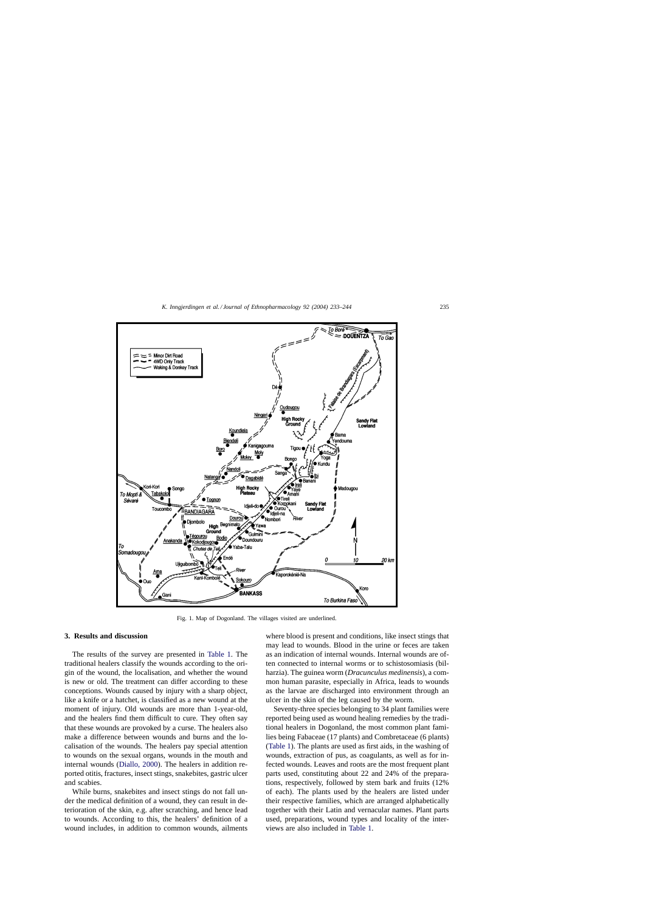Fig. 1. Map of Dogonland. The villages visited are underlined.

## 3. Results and discussion

The results of the survey are presented in Table 1. The traditional healers classify the wounds according to the origin of the wound, the localisation, and whether the wound is new or old. The treatment can differ according to these conceptions. Wounds caused by injury with a sharp object, like a knife or a hatchet, is classified as a new wound at the moment of injury. Old wounds are more than 1-year-old, and the healers find them difficult to cure. They often say that these wounds are provoked by a curse. The healers also make a difference between wounds and burns and the localisation of the wounds. The healers pay special attention to wounds on the sexual organs, wounds in the mouth and internal wounds (Diallo, 2000). The healers in addition reported otitis, fractures, insect stings, snakebites, gastric ulcer and scabies.

While burns, snakebites and insect stings do not fall under the medical definition of a wound, they can result in deterioration of the skin, e.g. after scratching, and hence lead to wounds. According to this, the healers' definition of a wound includes, in addition to common wounds, ailments where blood is present and conditions, like insect stings that may lead to wounds. Blood in the urine or feces are taken as an indication of internal wounds. Internal wounds are often connected to internal worms or to schistosomiasis (bilharzia). The guinea worm (*Dracunculus medinensis*), a common human parasite, especially in Africa, leads to wounds as the larvae are discharged into environment through an ulcer in the skin of the leg caused by the worm.

Seventy-three species belonging to 34 plant families were reported being used as wound healing remedies by the traditional healers in Dogonland, the most common plant families being Fabaceae (17 plants) and Combretaceae (6 plants) (Table 1). The plants are used as first aids, in the washing of wounds, extraction of pus, as coagulants, as well as for infected wounds. Leaves and roots are the most frequent plant parts used, constituting about 22 and 24% of the preparations, respectively, followed by stem bark and fruits (12% of each). The plants used by the healers are listed under their respective families, which are arranged alphabetically together with their Latin and vernacular names. Plant parts used, preparations, wound types and locality of the interviews are also included in Table 1.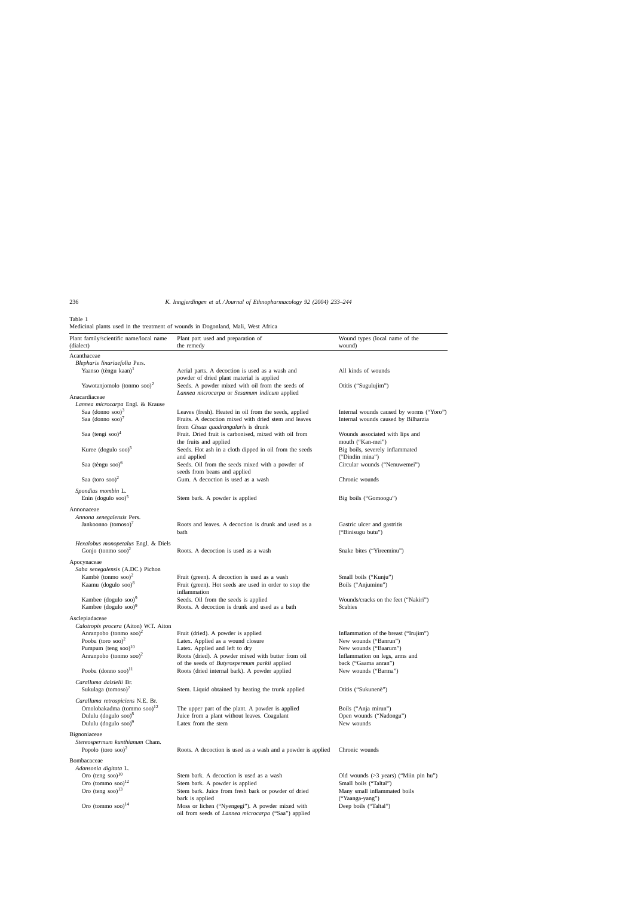Table 1
Medicinal plants used in the treatment of wounds in Dogonland, Mali, West Africa

| Plant family/scientific name/local name (dialect) | Plant part used and preparation of the remedy | Wound types (local name of the wound) |
|---|---|---|
| Acanthaceae | | |
| *Blepharis linariaefolia* Pers. | | |
| Yaanso (tèngu kaan)[1] | Aerial parts. A decoction is used as a wash and powder of dried plant material is applied | All kinds of wounds |
| Yawotanjomolo (tonmo soo)[2] | Seeds. A powder mixed with oil from the seeds of *Lannea microcarpa* or *Sesamum indicum* applied | Otitis ("Sugulujim") |
| Anacardiaceae | | |
| *Lannea microcarpa* Engl. & Krause | | |
| Saa (donno soo)[3] | Leaves (fresh). Heated in oil from the seeds, applied | Internal wounds caused by worms ("Yoro") |
| Saa (donno soo)[7] | Fruits. A decoction mixed with dried stem and leaves from *Cissus quadrangularis* is drunk | Internal wounds caused by Bilharzia |
| Saa (tengi soo)[4] | Fruit. Dried fruit is carbonised, mixed with oil from the fruits and applied | Wounds associated with lips and mouth ("Kan-mei") |
| Kuree (dogulo soo)[5] | Seeds. Hot ash in a cloth dipped in oil from the seeds and applied | Big boils, severely inflammated ("Dindin mina") |
| Saa (tèngu soo)[6] | Seeds. Oil from the seeds mixed with a powder of seeds from beans and applied | Circular wounds ("Nenuwemei") |
| Saa (toro soo)[2] | Gum. A decoction is used as a wash | Chronic wounds |
| *Spondias mombin* L. | | |
| Enin (dogulo soo)[5] | Stem bark. A powder is applied | Big boils ("Gomoogu") |
| Annonaceae | | |
| *Annona senegalensis* Pers. | | |
| Jankoonno (tomoso)[7] | Roots and leaves. A decoction is drunk and used as a bath | Gastric ulcer and gastritis ("Binisugu butu") |
| *Hexalobus monopetalus* Engl. & Diels | | |
| Gonjo (tonmo soo)[2] | Roots. A decoction is used as a wash | Snake bites ("Yireeminu") |
| Apocynaceae | | |
| *Saba senegalensis* (A.DC.) Pichon | | |
| Kambè (tonmo soo)[2] | Fruit (green). A decoction is used as a wash | Small boils ("Kunju") |
| Kaamu (dogulo soo)[8] | Fruit (green). Hot seeds are used in order to stop the inflammation | Boils ("Anjuminu") |
| Kambee (dogulo soo)[9] | Seeds. Oil from the seeds is applied | Wounds/cracks on the feet ("Nakiri") |
| Kambee (dogulo soo)[9] | Roots. A decoction is drunk and used as a bath | Scabies |
| Asclepiadaceae | | |
| *Calotropis procera* (Aiton) W.T. Aiton | | |
| Anranpobo (tonmo soo)[2] | Fruit (dried). A powder is applied | Inflammation of the breast ("Irujim") |
| Poobu (toro soo)[2] | Latex. Applied as a wound closure | New wounds ("Banrun") |
| Pumpum (teng soo)[10] | Latex. Applied and left to dry | New wounds ("Baarum") |
| Anranpobo (tonmo soo)[2] | Roots (dried). A powder mixed with butter from oil of the seeds of *Butyrospermum parkii* applied | Inflammation on legs, arms and back ("Gaama anran") |
| Poobu (donno soo)[11] | Roots (dried internal bark). A powder applied | New wounds ("Barma") |
| *Caralluma dalzielii* Br. | | |
| Sukulaga (tomoso)[7] | Stem. Liquid obtained by heating the trunk applied | Otitis ("Sukunenè") |
| *Caralluma retrospiciens* N.E. Br. | | |
| Omolobakadma (tommo soo)[12] | The upper part of the plant. A powder is applied | Boils ("Anja mirun") |
| Dululu (dogulo soo)[8] | Juice from a plant without leaves. Coagulant | Open wounds ("Nadongu") |
| Dululu (dogulo soo)[9] | Latex from the stem | New wounds |
| Bignoniaceae | | |
| *Stereospermum kunthianum* Cham. | | |
| Popolo (toro soo)[2] | Roots. A decoction is used as a wash and a powder is applied | Chronic wounds |
| Bombacaceae | | |
| *Adansonia digitata* L. | | |
| Oro (teng soo)[10] | Stem bark. A decoction is used as a wash | Old wounds (>3 years) ("Miin pin hu") |
| Oro (tommo soo)[12] | Stem bark. A powder is applied | Small boils ("Taltal") |
| Oro (teng soo)[13] | Stem bark. Juice from fresh bark or powder of dried bark is applied | Many small inflammated boils ("Yaanga-yang") |
| Oro (tommo soo)[14] | Moss or lichen ("Nyengegi"). A powder mixed with oil from seeds of *Lannea microcarpa* ("Saa") applied | Deep boils ("Taltal") |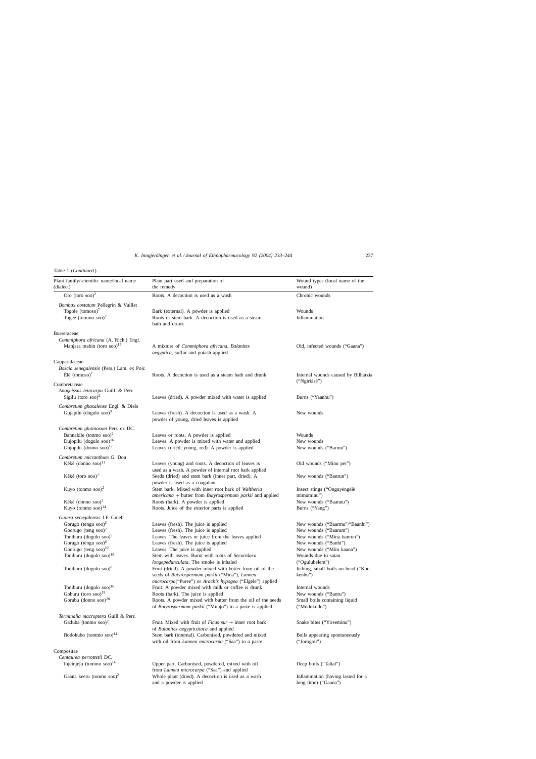Table 1 (*Continued*)

| Plant family/scientific name/local name (dialect) | Plant part used and preparation of the remedy | Wound types (local name of the wound) |
|---|---|---|
| Oro (toro soo)[2] | Roots. A decoction is used as a wash | Chronic wounds |
| *Bombax costatum* Pellegrin & Vuillet | | |
| Togole (tomoso)[7] | Bark (external). A powder is applied | Wounds |
| Togee (tommo soo)[2] | Roots or stem bark. A decoction is used as a steam bath and drunk | Inflammation |
| Burseraceae | | |
| *Commiphora africana* (A. Rich.) Engl. | | |
| Manjara mabin (toro soo)[15] | A mixture of *Commiphora africana*, *Balanites aegyptica*, sulfur and potash applied | Old, infected wounds ("Gaana") |
| Capparidaceae | | |
| *Boscia senegalensis* (Pers.) Lam. ex Poir. | | |
| Èlè (tomoso)[7] | Roots. A decoction is used as a steam bath and drunk | Internal wounds caused by Bilharzia ("Ngirkisé") |
| Combretaceae | | |
| *Anogeissus leiocarpa* Guill. & Perr. | | |
| Sigilu (toro soo)[2] | Leaves (dried). A powder mixed with water is applied | Burns ("Yaanhu") |
| *Combretum ghasalense* Engl. & Diels | | |
| Gujapilu (dogulo soo)[9] | Leaves (fresh). A decoction is used as a wash. A powder of young, dried leaves is applied | New wounds |
| *Combretum glutinosum* Perr. ex DC. | | |
| Bannakile (tonmo soo)[2] | Leaves or roots. A powder is applied | Wounds |
| Dujopilu (dogulo soo)[16] | Leaves. A powder is mixed with water and applied | New wounds |
| Ghjopilu (donno soo)[17] | Leaves (dried, young, red). A powder is applied | New wounds ("Barmu") |
| *Combretum micranthum* G. Don | | |
| Kèkè (donno soo)[11] | Leaves (young) and roots. A decoction of leaves is used as a wash. A powder of internal root bark applied | Old wounds ("Minu pei") |
| Kèkè (toro soo)[2] | Seeds (dried) and stem bark (inner part, dried). A powder is used as a coagulant | New wounds ("Banrun") |
| Kuyo (tonmo soo)[2] | Stem bark. Mixed with inner root bark of *Waltheria americana* + butter from *Butyrospermum parkii* and applied | Insect stings ("Onguyèngèlè mimuminu") |
| Kèkè (donno soo)[2] | Roots (bark). A powder is applied | New wounds ("Baannu") |
| Kuyo (tonmo soo)[14] | Roots. Juice of the exterior parts is applied | Burns ("Yang") |
| *Guiera senegalensis* J.F. Gmel. | | |
| Gorugo (tèngu soo)[2] | Leaves (fresh). The juice is applied | New wounds ("Baarmu"/"Baanhi") |
| Goorugo (teng soo)[2] | Leaves (fresh). The juice is applied | New wounds ("Baarum") |
| Toniburu (dogulo soo)[5] | Leaves. The leaves or juice from the leaves applied | New wounds ("Mina banrun") |
| Gorugo (tèngu soo)[6] | Leaves (fresh). The juice is applied | New wounds ("Banhi") |
| Goorugo (teng soo)[10] | Leaves. The juice is applied | New wounds ("Miin kaana") |
| Toniburu (dogulo soo)[18] | Stem with leaves. Burnt with roots of *Securidaca longepedunculata*. The smoke is inhaled | Wounds due to satan ("Ogulubelem") |
| Toniburu (dogulo soo)[8] | Fruit (dried). A powder mixed with butter from oil of the seeds of *Butyrospermum parkii* ("Mina"), *Lannea microcarpa*("Puree") or *Arachis hypogea* ("Elgele") applied | Itching, small boils on head ("Kuu kenhu") |
| Toniburu (dogulo soo)[16] | Fruit. A powder mixed with milk or coffee is drunk | Internal wounds |
| Goburu (toro soo)[19] | Roots (bark). The juice is applied | New wounds ("Banru") |
| Gorubu (donno soo)[20] | Roots. A powder mixed with butter from the oil of the seeds of *Butyrospermum parkii* ("Munjo") to a paste is applied | Small boils containing liquid ("Modokudu") |
| *Terminalia macroptera* Guill & Perr. | | |
| Gaduba (tonmo soo)[2] | Fruit. Mixed with fruit of *Ficus sur* + inner root bark of *Balanites aegypticaiaca* and applied | Snake bites ("Yireeminu") |
| Bodokubo (tommo soo)[14] | Stem bark (internal). Carbonised, powdered and mixed with oil from *Lannea microcarpa* ("Saa") to a paste | Boils appearing spontaneously ("Jorogoii") |
| Compositae | | |
| *Centaurea perrottetii* DC. | | |
| Injeinjeju (tommo soo)[14] | Upper part. Carbonised, powdered, mixed with oil from *Lannea microcarpa* ("Saa") and applied | Deep boils ("Taltal") |
| Gaana keeru (tonmo soo)[2] | Whole plant (dried). A decoction is used as a wash and a powder is applied | Inflammation (having lasted for a long time) ("Gaana") |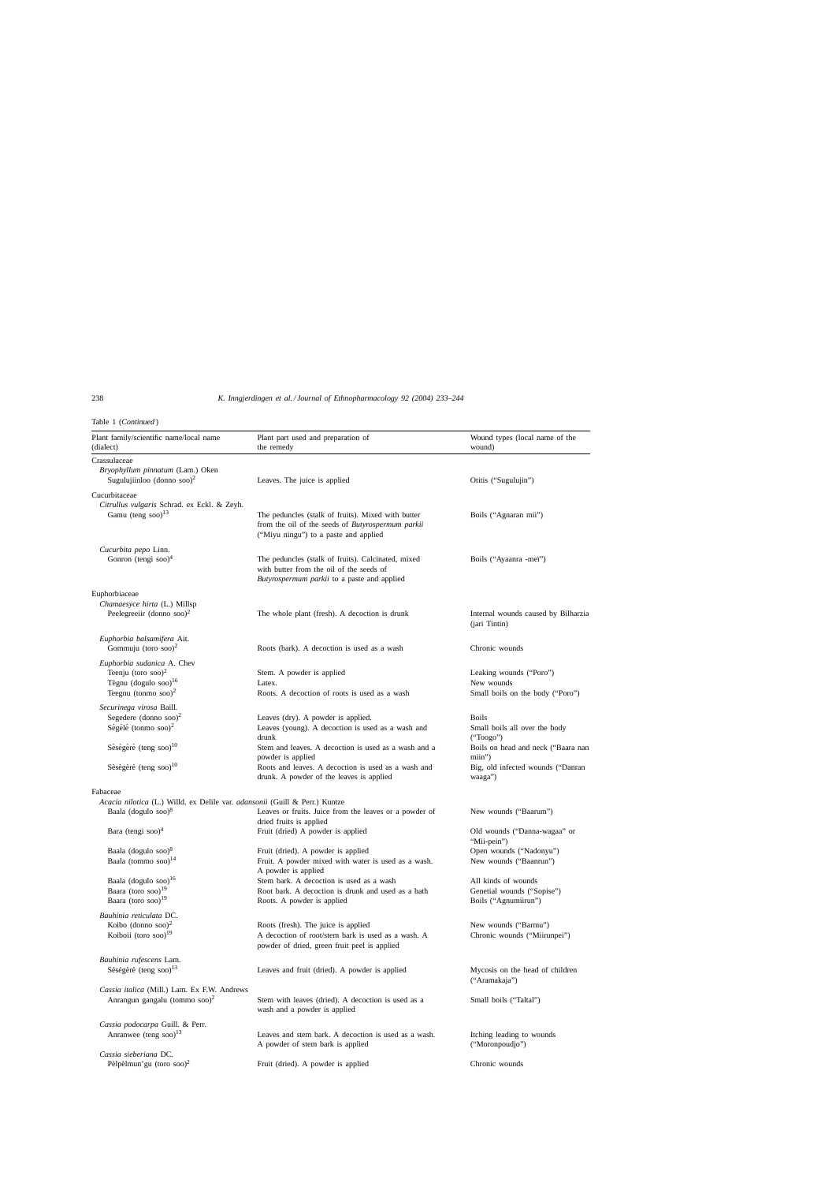Table 1 (*Continued*)

| Plant family/scientific name/local name (dialect) | Plant part used and preparation of the remedy | Wound types (local name of the wound) |
|---|---|---|
| Crassulaceae | | |
| *Bryophyllum pinnatum* (Lam.) Oken | | |
| Sugulujiinloo (donno soo)[2] | Leaves. The juice is applied | Otitis ("Sugulujin") |
| Cucurbitaceae | | |
| *Citrullus vulgaris* Schrad. ex Eckl. & Zeyh. | | |
| Gamu (teng soo)[13] | The peduncles (stalk of fruits). Mixed with butter from the oil of the seeds of *Butyrospermum parkii* ("Miyu ningu") to a paste and applied | Boils ("Agnaran mii") |
| *Cucurbita pepo* Linn. | | |
| Gonron (tengi soo)[4] | The peduncles (stalk of fruits). Calcinated, mixed with butter from the oil of the seeds of *Butyrospermum parkii* to a paste and applied | Boils ("Ayaanra -meï") |
| Euphorbiaceae | | |
| *Chamaesyce hirta* (L.) Millsp | | |
| Peelegreeiir (donno soo)[2] | The whole plant (fresh). A decoction is drunk | Internal wounds caused by Bilharzia (jari Tintin) |
| *Euphorbia balsamifera* Ait. | | |
| Gommuju (toro soo)[2] | Roots (bark). A decoction is used as a wash | Chronic wounds |
| *Euphorbia sudanica* A. Chev | | |
| Teenju (toro soo)[2] | Stem. A powder is applied | Leaking wounds ("Poro") |
| Tègnu (dogulo soo)[16] | Latex. | New wounds |
| Teegnu (tonmo soo)[2] | Roots. A decoction of roots is used as a wash | Small boils on the body ("Poro") |
| *Securinega virosa* Baill. | | |
| Segedere (donno soo)[2] | Leaves (dry). A powder is applied. | Boils |
| Sègèlè (tonmo soo)[2] | Leaves (young). A decoction is used as a wash and drunk | Small boils all over the body ("Toogo") |
| Sȇsȇgȇrȇ (teng soo)[10] | Stem and leaves. A decoction is used as a wash and a powder is applied | Boils on head and neck ("Baara nan miin") |
| Sèsègèrè (teng soo)[10] | Roots and leaves. A decoction is used as a wash and drunk. A powder of the leaves is applied | Big, old infected wounds ("Danran waaga") |
| Fabaceae | | |
| *Acacia nilotica* (L.) Willd. ex Delile var. *adansonii* (Guill & Perr.) Kuntze | | |
| Baala (dogulo soo)[8] | Leaves or fruits. Juice from the leaves or a powder of dried fruits is applied | New wounds ("Baarum") |
| Bara (tengi soo)[4] | Fruit (dried) A powder is applied | Old wounds ("Danna-wagaa" or "Mii-pein") |
| Baala (dogulo soo)[8] | Fruit (dried). A powder is applied | Open wounds ("Nadonyu") |
| Baala (tommo soo)[14] | Fruit. A powder mixed with water is used as a wash. A powder is applied | New wounds ("Baanrun") |
| Baala (dogulo soo)[16] | Stem bark. A decoction is used as a wash | All kinds of wounds |
| Baara (toro soo)[19] | Root bark. A decoction is drunk and used as a bath | Genetial wounds ("Sopise") |
| Baara (toro soo)[19] | Roots. A powder is applied | Boils ("Agnumiirun") |
| *Bauhinia reticulata* DC. | | |
| Koibo (donno soo)[2] | Roots (fresh). The juice is applied | New wounds ("Barmu") |
| Koiboii (toro soo)[19] | A decoction of root/stem bark is used as a wash. A powder of dried, green fruit peel is applied | Chronic wounds ("Miirunpei") |
| *Bauhinia rufescens* Lam. | | |
| Sésègèré (teng soo)[13] | Leaves and fruit (dried). A powder is applied | Mycosis on the head of children ("Aramakaja") |
| *Cassia italica* (Mill.) Lam. Ex F.W. Andrews | | |
| Anrangun gangalu (tommo soo)[2] | Stem with leaves (dried). A decoction is used as a wash and a powder is applied | Small boils ("Taltal") |
| *Cassia podocarpa* Guill. & Perr. | | |
| Anranwee (teng soo)[13] | Leaves and stem bark. A decoction is used as a wash. A powder of stem bark is applied | Itching leading to wounds ("Moronpoudjo") |
| *Cassia sieberiana* DC. | | |
| Pèlpèlmun'gu (toro soo)[2] | Fruit (dried). A powder is applied | Chronic wounds |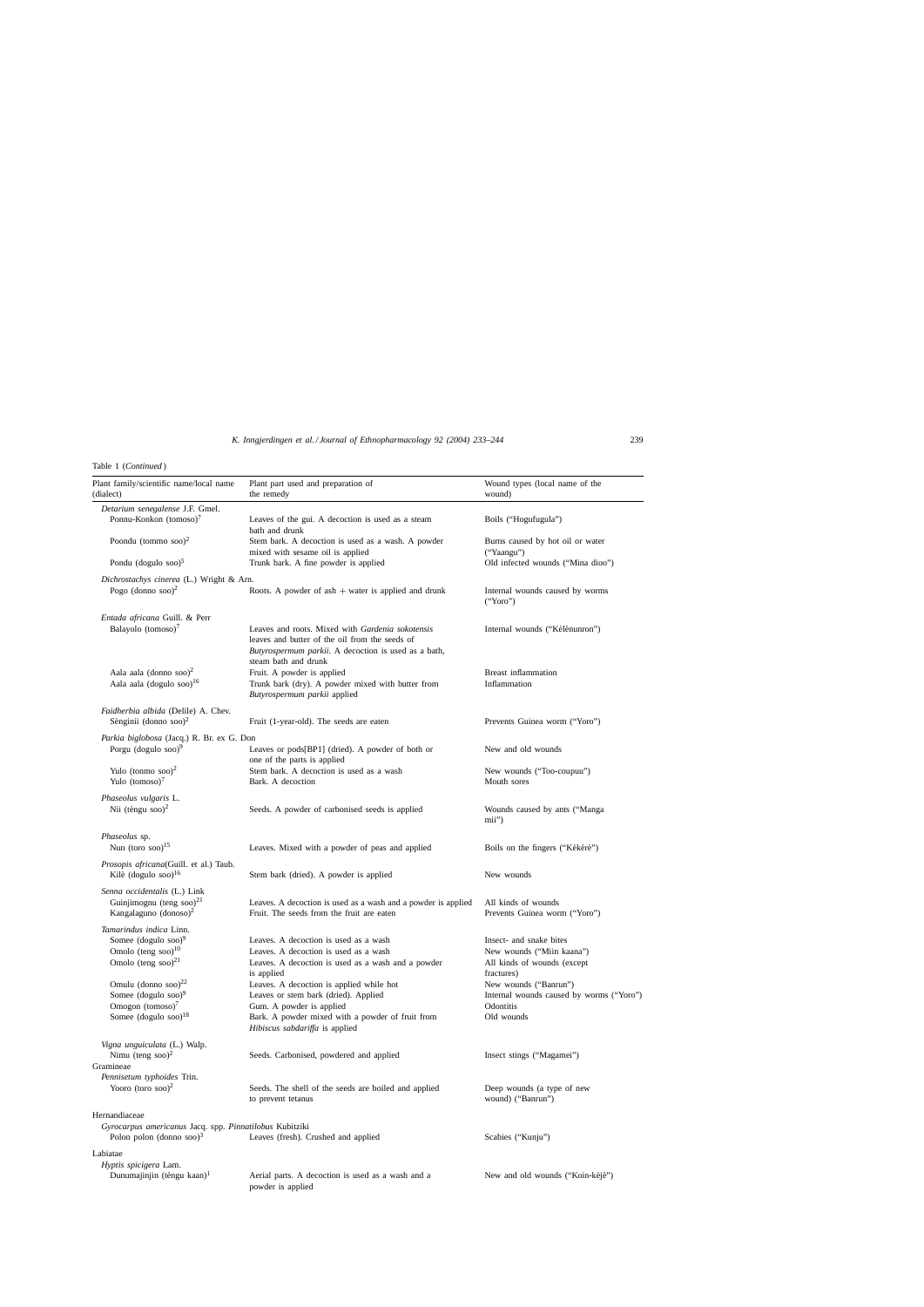Table 1 (*Continued*)

| Plant family/scientific name/local name (dialect) | Plant part used and preparation of the remedy | Wound types (local name of the wound) |
|---|---|---|
| *Detarium senegalense* J.F. Gmel. | | |
| Ponnu-Konkon (tomoso)[7] | Leaves of the gui. A decoction is used as a steam bath and drunk | Boils ("Hogufugula") |
| Poondu (tommo soo)[2] | Stem bark. A decoction is used as a wash. A powder mixed with sesame oil is applied | Burns caused by hot oil or water ("Yaangu") |
| Pondu (dogulo soo)[5] | Trunk bark. A fine powder is applied | Old infected wounds ("Mina dioo") |
| *Dichrostachys cinerea* (L.) Wright & Arn. | | |
| Pogo (donno soo)[2] | Roots. A powder of ash + water is applied and drunk | Internal wounds caused by worms ("Yoro") |
| *Entada africana* Guill. & Perr | | |
| Balayolo (tomoso)[7] | Leaves and roots. Mixed with *Gardenia sokotensis* leaves and butter of the oil from the seeds of *Butyrospermum parkii*. A decoction is used as a bath, steam bath and drunk | Internal wounds ("Kélénunron") |
| Aala aala (donno soo)[2] | Fruit. A powder is applied | Breast inflammation |
| Aala aala (dogulo soo)[16] | Trunk bark (dry). A powder mixed with butter from *Butyrospermum parkii* applied | Inflammation |
| *Faidherbia albida* (Delile) A. Chev. | | |
| Sènginii (donno soo)[2] | Fruit (1-year-old). The seeds are eaten | Prevents Guinea worm ("Yoro") |
| *Parkia biglobosa* (Jacq.) R. Br. ex G. Don | | |
| Porgu (dogulo soo)[9] | Leaves or pods[BP1] (dried). A powder of both or one of the parts is applied | New and old wounds |
| Yulo (tonmo soo)[2] | Stem bark. A decoction is used as a wash | New wounds ("Too-coupuu") |
| Yulo (tomoso)[7] | Bark. A decoction | Mouth sores |
| *Phaseolus vulgaris* L. | | |
| Nii (tèngu soo)[2] | Seeds. A powder of carbonised seeds is applied | Wounds caused by ants ("Manga mii") |
| *Phaseolus* sp. | | |
| Nun (toro soo)[15] | Leaves. Mixed with a powder of peas and applied | Boils on the fingers ("Kêkéré") |
| *Prosopis africana*(Guill. et al.) Taub. | | |
| Kilè (dogulo soo)[16] | Stem bark (dried). A powder is applied | New wounds |
| *Senna occidentalis* (L.) Link | | |
| Guinjimognu (teng soo)[21] | Leaves. A decoction is used as a wash and a powder is applied | All kinds of wounds |
| Kangalaguno (donoso)[2] | Fruit. The seeds from the fruit are eaten | Prevents Guinea worm ("Yoro") |
| *Tamarindus indica* Linn. | | |
| Somee (dogulo soo)[9] | Leaves. A decoction is used as a wash | Insect- and snake bites |
| Omolo (teng soo)[10] | Leaves. A decoction is used as a wash | New wounds ("Miin kaana") |
| Omolo (teng soo)[21] | Leaves. A decoction is used as a wash and a powder is applied | All kinds of wounds (except fractures) |
| Omulu (donno soo)[22] | Leaves. A decoction is applied while hot | New wounds ("Banrun") |
| Somee (dogulo soo)[9] | Leaves or stem bark (dried). Applied | Internal wounds caused by worms ("Yoro") |
| Omogon (tomoso)[7] | Gum. A powder is applied | Odontitis |
| Somee (dogulo soo)[18] | Bark. A powder mixed with a powder of fruit from *Hibiscus sabdariffa* is applied | Old wounds |
| *Vigna unguiculata* (L.) Walp. | | |
| Nimu (teng soo)[2] | Seeds. Carbonised, powdered and applied | Insect stings ("Magamei") |
| Gramineae | | |
| *Pennisetum typhoides* Trin. | | |
| Yooro (toro soo)[2] | Seeds. The shell of the seeds are boiled and applied to prevent tetanus | Deep wounds (a type of new wound) ("Banrun") |
| Hernandiaceae | | |
| *Gyrocarpus americanus* Jacq. spp. *Pinnatilobus* Kubitziki | | |
| Polon polon (donno soo)[3] | Leaves (fresh). Crushed and applied | Scabies ("Kunju") |
| Labiatae | | |
| *Hyptis spicigera* Lam. | | |
| Dunumajinjin (tèngu kaan)[1] | Aerial parts. A decoction is used as a wash and a powder is applied | New and old wounds ("Koin-kèjè") |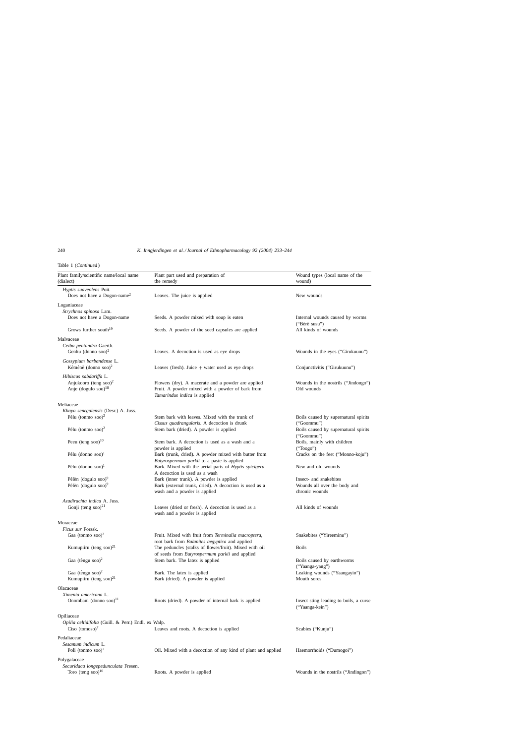Table 1 (*Continued*)

| Plant family/scientific name/local name (dialect) | Plant part used and preparation of the remedy | Wound types (local name of the wound) |
|---|---|---|
| *Hyptis suaveolens* Poit. | | |
| Does not have a Dogon-name[2] | Leaves. The juice is applied | New wounds |
| Loganiaceae | | |
| *Strychnos spinosa* Lam. | | |
| Does not have a Dogon-name | Seeds. A powder mixed with soup is eaten | Internal wounds caused by worms ("Bêrê susu") |
| Grows further south[19] | Seeds. A powder of the seed capsules are applied | All kinds of wounds |
| Malvaceae | | |
| *Ceiba pentandra* Gaerth. | | |
| Genhu (donno soo)[2] | Leaves. A decoction is used as eye drops | Wounds in the eyes ("Girukuunu") |
| *Gossypium barbandense* L. | | |
| Kèmènè (donno soo)[2] | Leaves (fresh). Juice + water used as eye drops | Conjunctivitis ("Girukuunu") |
| *Hibiscus sabdariffa* L. | | |
| Anjukooro (teng soo)[2] | Flowers (dry). A macerate and a powder are applied | Wounds in the nostrils ("Jindongo") |
| Anje (dogulo soo)[18] | Fruit. A powder mixed with a powder of bark from *Tamarindus indica* is applied | Old wounds |
| Meliaceae | | |
| *Khaya senegalensis* (Desr.) A. Juss. | | |
| Pèlu (tonmo soo)[2] | Stem bark with leaves. Mixed with the trunk of *Cissus quadrangularis*. A decoction is drunk | Boils caused by supernatural spirits ("Goommu") |
| Pèlu (tonmo soo)[2] | Stem bark (dried). A powder is applied | Boils caused by supernatural spirits ("Goommu") |
| Peeu (teng soo)[10] | Stem bark. A decoction is used as a wash and a powder is applied | Boils, mainly with children ("Toogo") |
| Pèlu (donno soo)[1] | Bark (trunk, dried). A powder mixed with butter from *Butyrospermum parkii* to a paste is applied | Cracks on the feet ("Monno-koju") |
| Pèlu (donno soo)[1] | Bark. Mixed with the aerial parts of *Hyptis spicigera*. A decoction is used as a wash | New and old wounds |
| Pèlèn (dogulo soo)[9] | Bark (inner trunk). A powder is applied | Insect- and snakebites |
| Pèlèn (dogulo soo)[9] | Bark (external trunk, dried). A decoction is used as a wash and a powder is applied | Wounds all over the body and chronic wounds |
| *Azadirachta indica* A. Juss. | | |
| Gonji (teng soo)[21] | Leaves (dried or fresh). A decoction is used as a wash and a powder is applied | All kinds of wounds |
| Moraceae | | |
| *Ficus sur* Forssk. | | |
| Gaa (tonmo soo)[2] | Fruit. Mixed with fruit from *Terminalia macroptera*, root bark from *Balanites aegyptica* and applied | Snakebites ("Yireeminu") |
| Kumupiiru (teng soo)[21] | The peduncles (stalks of flower/fruit). Mixed with oil of seeds from *Butyrospermum parkii* and applied | Boils |
| Gaa (tèngu soo)[2] | Stem bark. The latex is applied | Boils caused by earthworms ("Yaanga-yang") |
| Gaa (tèngu soo)[2] | Bark. The latex is applied | Leaking wounds ("Yaangayin") |
| Kumupiiru (teng soo)[21] | Bark (dried). A powder is applied | Mouth sores |
| Olacaceae | | |
| *Ximenia americana* L. | | |
| Onombani (donno soo)[11] | Roots (dried). A powder of internal bark is applied | Insect sting leading to boils, a curse ("Yaanga-kein") |
| Opiliaceae | | |
| *Opilia celtidifolia* (Guill. & Perr.) Endl. ex Walp. | | |
| Ciso (tomoso)[7] | Leaves and roots. A decoction is applied | Scabies ("Kunju") |
| Pedaliaceae | | |
| *Sesamum indicum* L. | | |
| Poli (tonmo soo)[2] | Oil. Mixed with a decoction of any kind of plant and applied | Haemorrhoids ("Dumogoi") |
| Polygalaceae | | |
| *Securidaca longepedunculata* Fresen. | | |
| Toro (teng soo)[10] | Roots. A powder is applied | Wounds in the nostrils ("Jindingon") |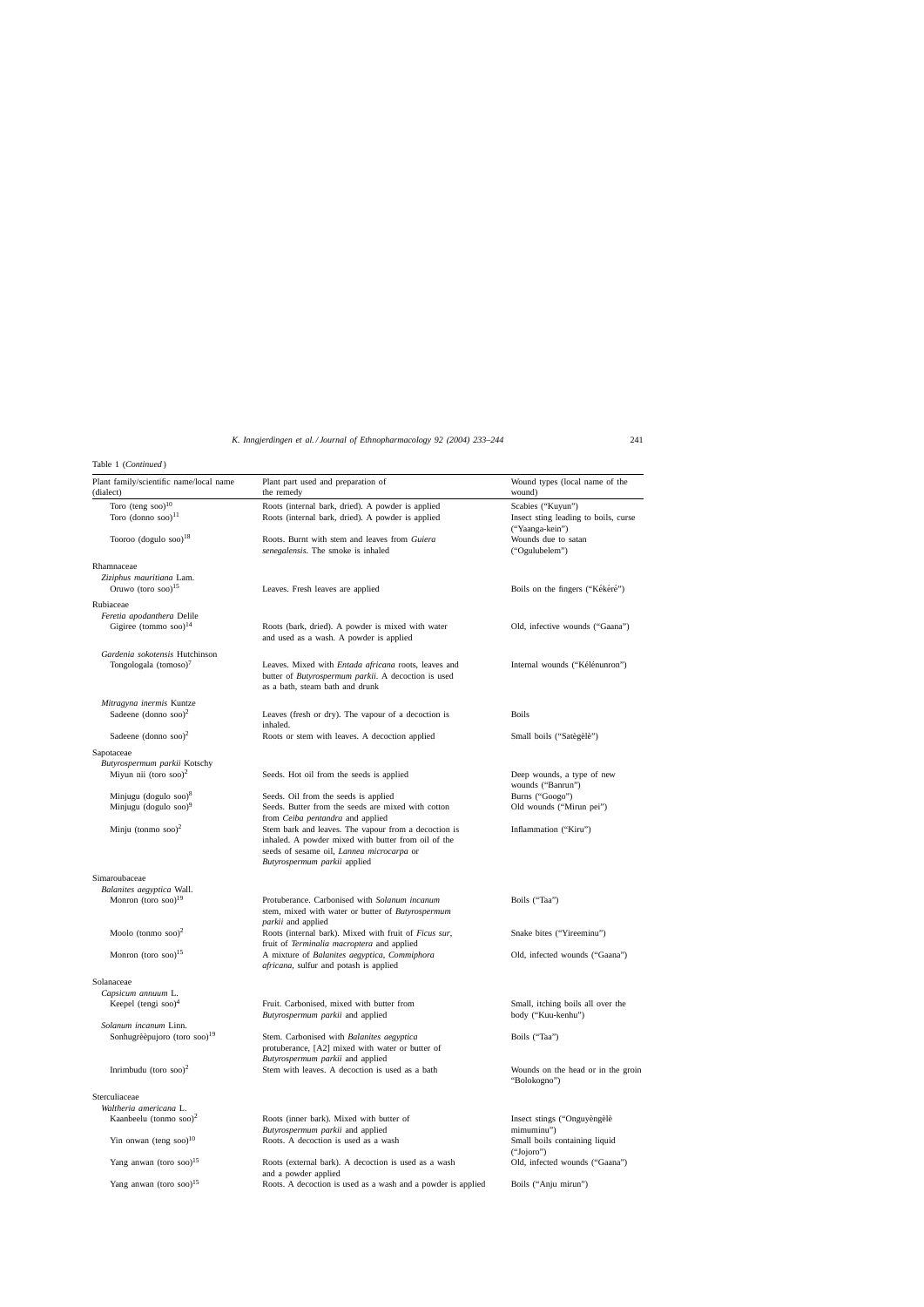Table 1 (*Continued*)

| Plant family/scientific name/local name (dialect) | Plant part used and preparation of the remedy | Wound types (local name of the wound) |
|---|---|---|
| Toro (teng soo)[10] | Roots (internal bark, dried). A powder is applied | Scabies ("Kuyun") |
| Toro (donno soo)[11] | Roots (internal bark, dried). A powder is applied | Insect sting leading to boils, curse ("Yaanga-kein") |
| Tooroo (dogulo soo)[18] | Roots. Burnt with stem and leaves from *Guiera senegalensis*. The smoke is inhaled | Wounds due to satan ("Ogulubelem") |
| Rhamnaceae | | |
| *Ziziphus mauritiana* Lam. | | |
| Oruwo (toro soo)[15] | Leaves. Fresh leaves are applied | Boils on the fingers ("Kêkéré") |
| Rubiaceae | | |
| *Feretia apodanthera* Delile | | |
| Gigiree (tommo soo)[14] | Roots (bark, dried). A powder is mixed with water and used as a wash. A powder is applied | Old, infective wounds ("Gaana") |
| *Gardenia sokotensis* Hutchinson | | |
| Tongologala (tomoso)[7] | Leaves. Mixed with *Entada africana* roots, leaves and butter of *Butyrospermum parkii*. A decoction is used as a bath, steam bath and drunk | Internal wounds ("Kêlénunron") |
| *Mitragyna inermis* Kuntze | | |
| Sadeene (donno soo)[2] | Leaves (fresh or dry). The vapour of a decoction is inhaled. | Boils |
| Sadeene (donno soo)[2] | Roots or stem with leaves. A decoction applied | Small boils ("Satègèlè") |
| Sapotaceae | | |
| *Butyrospermum parkii* Kotschy | | |
| Miyun nii (toro soo)[2] | Seeds. Hot oil from the seeds is applied | Deep wounds, a type of new wounds ("Banrun") |
| Minjugu (dogulo soo)[8] | Seeds. Oil from the seeds is applied | Burns ("Googo") |
| Minjugu (dogulo soo)[9] | Seeds. Butter from the seeds are mixed with cotton from *Ceiba pentandra* and applied | Old wounds ("Mirun pei") |
| Minju (tonmo soo)[2] | Stem bark and leaves. The vapour from a decoction is inhaled. A powder mixed with butter from oil of the seeds of sesame oil, *Lannea microcarpa* or *Butyrospermum parkii* applied | Inflammation ("Kiru") |
| Simaroubaceae | | |
| *Balanites aegyptica* Wall. | | |
| Monron (toro soo)[19] | Protuberance. Carbonised with *Solanum incanum* stem, mixed with water or butter of *Butyrospermum parkii* and applied | Boils ("Taa") |
| Moolo (tonmo soo)[2] | Roots (internal bark). Mixed with fruit of *Ficus sur*, fruit of *Terminalia macroptera* and applied | Snake bites ("Yireeminu") |
| Monron (toro soo)[15] | A mixture of *Balanites aegyptica*, *Commiphora africana*, sulfur and potash is applied | Old, infected wounds ("Gaana") |
| Solanaceae | | |
| *Capsicum annuum* L. | | |
| Keepel (tengi soo)[4] | Fruit. Carbonised, mixed with butter from *Butyrospermum parkii* and applied | Small, itching boils all over the body ("Kuu-kenhu") |
| *Solanum incanum* Linn. | | |
| Sonhugrèèpujoro (toro soo)[19] | Stem. Carbonised with *Balanites aegyptica* protuberance, [A2] mixed with water or butter of *Butyrospermum parkii* and applied | Boils ("Taa") |
| Inrimbudu (toro soo)[2] | Stem with leaves. A decoction is used as a bath | Wounds on the head or in the groin "Bolokogno") |
| Sterculiaceae | | |
| *Waltheria americana* L. | | |
| Kaanbeelu (tonmo soo)[2] | Roots (inner bark). Mixed with butter of *Butyrospermum parkii* and applied | Insect stings ("Onguyèngèlè mimuminu") |
| Yin onwan (teng soo)[10] | Roots. A decoction is used as a wash | Small boils containing liquid ("Jojoro") |
| Yang anwan (toro soo)[15] | Roots (external bark). A decoction is used as a wash and a powder applied | Old, infected wounds ("Gaana") |
| Yang anwan (toro soo)[15] | Roots. A decoction is used as a wash and a powder is applied | Boils ("Anju mirun") |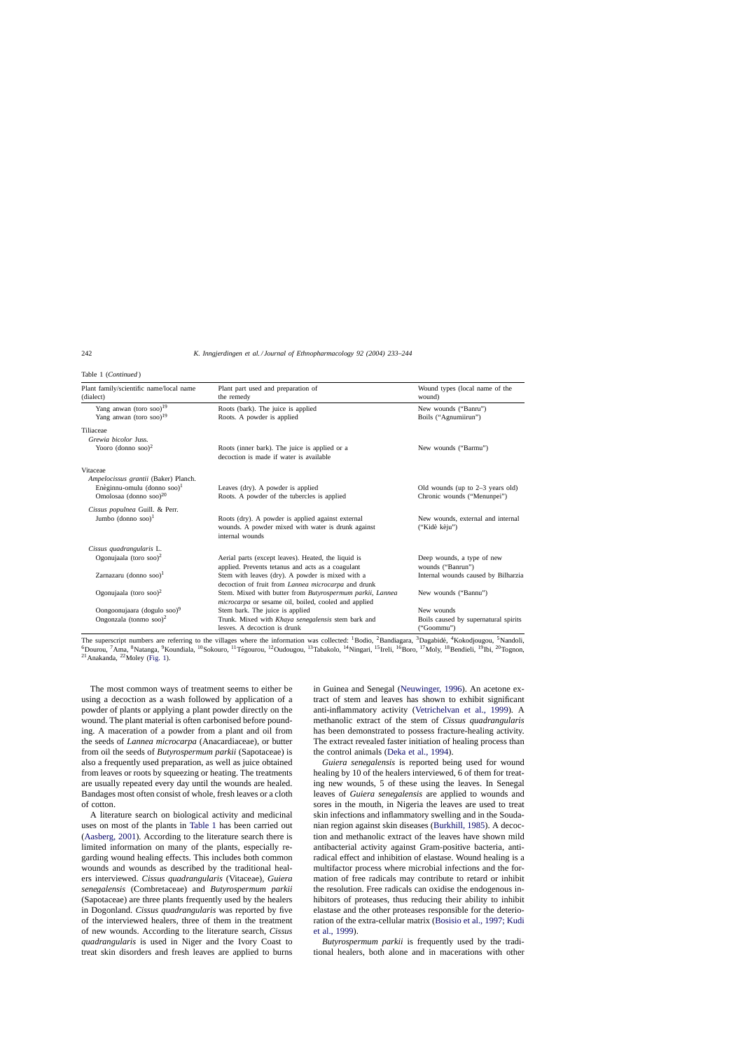Table 1 (*Continued*)

| Plant family/scientific name/local name (dialect) | Plant part used and preparation of the remedy | Wound types (local name of the wound) |
|---|---|---|
| Yang anwan (toro soo)[19] | Roots (bark). The juice is applied | New wounds ("Banru") |
| Yang anwan (toro soo)[19] | Roots. A powder is applied | Boils ("Agnumiirun") |
| Tiliaceae | | |
| *Grewia bicolor* Juss. | | |
| Yooro (donno soo)[2] | Roots (inner bark). The juice is applied or a decoction is made if water is available | New wounds ("Barmu") |
| Vitaceae | | |
| *Ampelocissus grantii* (Baker) Planch. | | |
| Enèginnu-omulu (donno soo)[1] | Leaves (dry). A powder is applied | Old wounds (up to 2–3 years old) |
| Omolosaa (donno soo)[20] | Roots. A powder of the tubercles is applied | Chronic wounds ("Menunpei") |
| *Cissus populnea* Guill. & Perr. | | |
| Jumbo (donno soo)[1] | Roots (dry). A powder is applied against external wounds. A powder mixed with water is drunk against internal wounds | New wounds, external and internal ("Kidè kèju") |
| *Cissus quadrangularis* L. | | |
| Ogonujaala (toro soo)[2] | Aerial parts (except leaves). Heated, the liquid is applied. Prevents tetanus and acts as a coagulant | Deep wounds, a type of new wounds ("Banrun") |
| Zarnazaru (donno soo)[1] | Stem with leaves (dry). A powder is mixed with a decoction of fruit from *Lannea microcarpa* and drunk | Internal wounds caused by Bilharzia |
| Ogonujaala (toro soo)[2] | Stem. Mixed with butter from *Butyrospermum parkii*, *Lannea microcarpa* or sesame oil, boiled, cooled and applied | New wounds ("Bannu") |
| Oongoonujaara (dogulo soo)[9] | Stem bark. The juice is applied | New wounds |
| Ongonzala (tonmo soo)[2] | Trunk. Mixed with *Khaya senegalensis* stem bark and lesves. A decoction is drunk | Boils caused by supernatural spirits ("Goommu") |

The superscript numbers are referring to the villages where the information was collected: [1]Bodio, [2]Bandiagara, [3]Dagabidè, [4]Kokodjougou, [5]Nandoli, [6]Dourou, [7]Ama, [8]Natanga, [9]Koundiala, [10]Sokouro, [11]Tégourou, [12]Oudougou, [13]Tabakolo, [14]Ningari, [15]Ireli, [16]Boro, [17]Moly, [18]Bendieli, [19]Ibi, [20]Tognon, [21]Anakanda, [22]Moley (Fig. 1).

The most common ways of treatment seems to either be using a decoction as a wash followed by application of a powder of plants or applying a plant powder directly on the wound. The plant material is often carbonised before pounding. A maceration of a powder from a plant and oil from the seeds of *Lannea microcarpa* (Anacardiaceae), or butter from oil the seeds of *Butyrospermum parkii* (Sapotaceae) is also a frequently used preparation, as well as juice obtained from leaves or roots by squeezing or heating. The treatments are usually repeated every day until the wounds are healed. Bandages most often consist of whole, fresh leaves or a cloth of cotton.

A literature search on biological activity and medicinal uses on most of the plants in Table 1 has been carried out (Aasberg, 2001). According to the literature search there is limited information on many of the plants, especially regarding wound healing effects. This includes both common wounds and wounds as described by the traditional healers interviewed. *Cissus quadrangularis* (Vitaceae), *Guiera senegalensis* (Combretaceae) and *Butyrospermum parkii* (Sapotaceae) are three plants frequently used by the healers in Dogonland. *Cissus quadrangularis* was reported by five of the interviewed healers, three of them in the treatment of new wounds. According to the literature search, *Cissus quadrangularis* is used in Niger and the Ivory Coast to treat skin disorders and fresh leaves are applied to burns in Guinea and Senegal (Neuwinger, 1996). An acetone extract of stem and leaves has shown to exhibit significant anti-inflammatory activity (Vetrichelvan et al., 1999). A methanolic extract of the stem of *Cissus quadrangularis* has been demonstrated to possess fracture-healing activity. The extract revealed faster initiation of healing process than the control animals (Deka et al., 1994).

*Guiera senegalensis* is reported being used for wound healing by 10 of the healers interviewed, 6 of them for treating new wounds, 5 of these using the leaves. In Senegal leaves of *Guiera senegalensis* are applied to wounds and sores in the mouth, in Nigeria the leaves are used to treat skin infections and inflammatory swelling and in the Soudanian region against skin diseases (Burkhill, 1985). A decoction and methanolic extract of the leaves have shown mild antibacterial activity against Gram-positive bacteria, antiradical effect and inhibition of elastase. Wound healing is a multifactor process where microbial infections and the formation of free radicals may contribute to retard or inhibit the resolution. Free radicals can oxidise the endogenous inhibitors of proteases, thus reducing their ability to inhibit elastase and the other proteases responsible for the deterioration of the extra-cellular matrix (Bosisio et al., 1997; Kudi et al., 1999).

*Butyrospermum parkii* is frequently used by the traditional healers, both alone and in macerations with other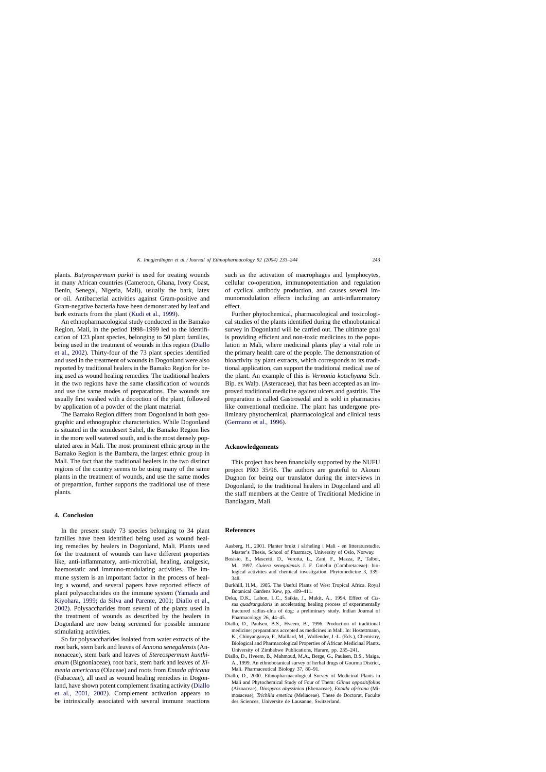plants. *Butyrospermum parkii* is used for treating wounds in many African countries (Cameroon, Ghana, Ivory Coast, Benin, Senegal, Nigeria, Mali), usually the bark, latex or oil. Antibacterial activities against Gram-positive and Gram-negative bacteria have been demonstrated by leaf and bark extracts from the plant (Kudi et al., 1999).

An ethnopharmacological study conducted in the Bamako Region, Mali, in the period 1998–1999 led to the identification of 123 plant species, belonging to 50 plant families, being used in the treatment of wounds in this region (Diallo et al., 2002). Thirty-four of the 73 plant species identified and used in the treatment of wounds in Dogonland were also reported by traditional healers in the Bamako Region for being used as wound healing remedies. The traditional healers in the two regions have the same classification of wounds and use the same modes of preparations. The wounds are usually first washed with a decoction of the plant, followed by application of a powder of the plant material.

The Bamako Region differs from Dogonland in both geographic and ethnographic characteristics. While Dogonland is situated in the semidesert Sahel, the Bamako Region lies in the more well watered south, and is the most densely populated area in Mali. The most prominent ethnic group in the Bamako Region is the Bambara, the largest ethnic group in Mali. The fact that the traditional healers in the two distinct regions of the country seems to be using many of the same plants in the treatment of wounds, and use the same modes of preparation, further supports the traditional use of these plants.

## 4. Conclusion

In the present study 73 species belonging to 34 plant families have been identified being used as wound healing remedies by healers in Dogonland, Mali. Plants used for the treatment of wounds can have different properties like, anti-inflammatory, anti-microbial, healing, analgesic, haemostatic and immuno-modulating activities. The immune system is an important factor in the process of healing a wound, and several papers have reported effects of plant polysaccharides on the immune system (Yamada and Kiyohara, 1999; da Silva and Parente, 2001; Diallo et al., 2002). Polysaccharides from several of the plants used in the treatment of wounds as described by the healers in Dogonland are now being screened for possible immune stimulating activities.

So far polysaccharides isolated from water extracts of the root bark, stem bark and leaves of *Annona senegalensis* (Annonaceae), stem bark and leaves of *Stereospermum kunthianum* (Bignoniaceae), root bark, stem bark and leaves of *Ximenia americana* (Olaceae) and roots from *Entada africana* (Fabaceae), all used as wound healing remedies in Dogonland, have shown potent complement fixating activity (Diallo et al., 2001, 2002). Complement activation appears to be intrinsically associated with several immune reactions such as the activation of macrophages and lymphocytes, cellular co-operation, immunopotentiation and regulation of cyclical antibody production, and causes several immunomodulation effects including an anti-inflammatory effect.

Further phytochemical, pharmacological and toxicological studies of the plants identified during the ethnobotanical survey in Dogonland will be carried out. The ultimate goal is providing efficient and non-toxic medicines to the population in Mali, where medicinal plants play a vital role in the primary health care of the people. The demonstration of bioactivity by plant extracts, which corresponds to its traditional application, can support the traditional medical use of the plant. An example of this is *Vernonia kotschyana* Sch. Bip. ex Walp. (Asteraceae), that has been accepted as an improved traditional medicine against ulcers and gastritis. The preparation is called Gastrosedal and is sold in pharmacies like conventional medicine. The plant has undergone preliminary phytochemical, pharmacological and clinical tests (Germano et al., 1996).

## Acknowledgements

This project has been financially supported by the NUFU project PRO 35/96. The authors are grateful to Akouni Dugnon for being our translator during the interviews in Dogonland, to the traditional healers in Dogonland and all the staff members at the Centre of Traditional Medicine in Bandiagara, Mali.

## References

Aasberg, H., 2001. Planter brukt i sårheling i Mali - en litteraturstudie. Master's Thesis, School of Pharmacy, University of Oslo, Norway.

Bosisio, E., Mascetti, D., Verotta, L., Zani, F., Mazza, P., Talbot, M., 1997. *Guiera senegalensis* J. F. Gmelin (Combretaceae): biological activities and chemical investigation. Phytomedicine 3, 339–348.

Burkhill, H.M., 1985. The Useful Plants of West Tropical Africa. Royal Botanical Gardens Kew, pp. 409–411.

Deka, D.K., Lahon, L.C., Saikia, J., Mukit, A., 1994. Effect of *Cissus quadrangularis* in accelerating healing process of experimentally fractured radius-ulna of dog: a preliminary study. Indian Journal of Pharmacology 26, 44–45.

Diallo, D., Paulsen, B.S., Hveem, B., 1996. Production of traditional medicine: preparations accepted as medicines in Mali. In: Hostettmann, K., Chinyanganya, F., Maillard, M., Wolfender, J.-L. (Eds.), Chemistry, Biological and Pharmacological Properties of African Medicinal Plants. University of Zimbabwe Publications, Harare, pp. 235–241.

Diallo, D., Hveem, B., Mahmoud, M.A., Berge, G., Paulsen, B.S., Maiga, A., 1999. An ethnobotanical survey of herbal drugs of Gourma District, Mali. Pharmaceutical Biology 37, 80–91.

Diallo, D., 2000. Ethnopharmacological Survey of Medicinal Plants in Mali and Phytochemical Study of Four of Them: *Glinus oppositifolius* (Aizoaceae), *Diospyros abyssinica* (Ebenaceae), *Entada africana* (Mimosaceae), *Trichilia emetica* (Meliaceae). These de Doctorat, Faculte des Sciences, Universite de Lausanne, Switzerland.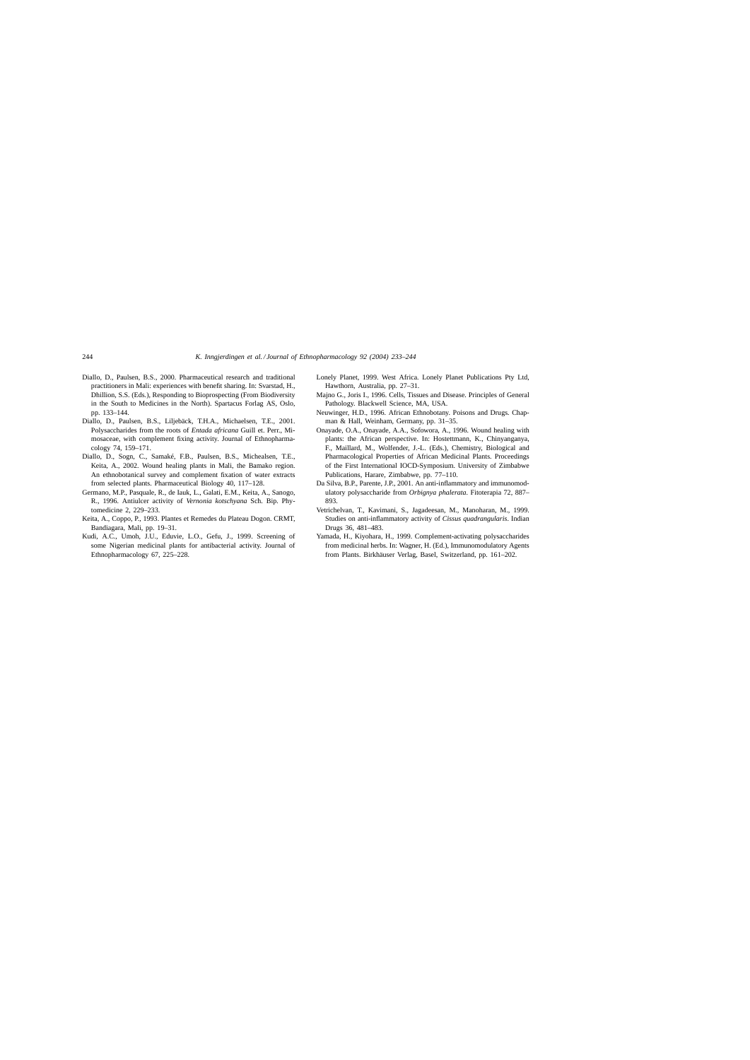Diallo, D., Paulsen, B.S., 2000. Pharmaceutical research and traditional practitioners in Mali: experiences with benefit sharing. In: Svarstad, H., Dhillion, S.S. (Eds.), Responding to Bioprospecting (From Biodiversity in the South to Medicines in the North). Spartacus Forlag AS, Oslo, pp. 133–144.

Diallo, D., Paulsen, B.S., Liljebäck, T.H.A., Michaelsen, T.E., 2001. Polysaccharides from the roots of *Entada africana* Guill et. Perr., Mimosaceae, with complement fixing activity. Journal of Ethnopharmacology 74, 159–171.

Diallo, D., Sogn, C., Samaké, F.B., Paulsen, B.S., Michealsen, T.E., Keita, A., 2002. Wound healing plants in Mali, the Bamako region. An ethnobotanical survey and complement fixation of water extracts from selected plants. Pharmaceutical Biology 40, 117–128.

Germano, M.P., Pasquale, R., de Iauk, L., Galati, E.M., Keita, A., Sanogo, R., 1996. Antiulcer activity of *Vernonia kotschyana* Sch. Bip. Phytomedicine 2, 229–233.

Keita, A., Coppo, P., 1993. Plantes et Remedes du Plateau Dogon. CRMT, Bandiagara, Mali, pp. 19–31.

Kudi, A.C., Umoh, J.U., Eduvie, L.O., Gefu, J., 1999. Screening of some Nigerian medicinal plants for antibacterial activity. Journal of Ethnopharmacology 67, 225–228.

Lonely Planet, 1999. West Africa. Lonely Planet Publications Pty Ltd, Hawthorn, Australia, pp. 27–31.

Majno G., Joris I., 1996. Cells, Tissues and Disease. Principles of General Pathology. Blackwell Science, MA, USA.

Neuwinger, H.D., 1996. African Ethnobotany. Poisons and Drugs. Chapman & Hall, Weinham, Germany, pp. 31–35.

Onayade, O.A., Onayade, A.A., Sofowora, A., 1996. Wound healing with plants: the African perspective. In: Hostettmann, K., Chinyanganya, F., Maillard, M., Wolfender, J.-L. (Eds.), Chemistry, Biological and Pharmacological Properties of African Medicinal Plants. Proceedings of the First International IOCD-Symposium. University of Zimbabwe Publications, Harare, Zimbabwe, pp. 77–110.

Da Silva, B.P., Parente, J.P., 2001. An anti-inflammatory and immunomodulatory polysaccharide from *Orbignya phalerata*. Fitoterapia 72, 887–893.

Vetrichelvan, T., Kavimani, S., Jagadeesan, M., Manoharan, M., 1999. Studies on anti-inflammatory activity of *Cissus quadrangularis*. Indian Drugs 36, 481–483.

Yamada, H., Kiyohara, H., 1999. Complement-activating polysaccharides from medicinal herbs. In: Wagner, H. (Ed.), Immunomodulatory Agents from Plants. Birkhäuser Verlag, Basel, Switzerland, pp. 161–202.